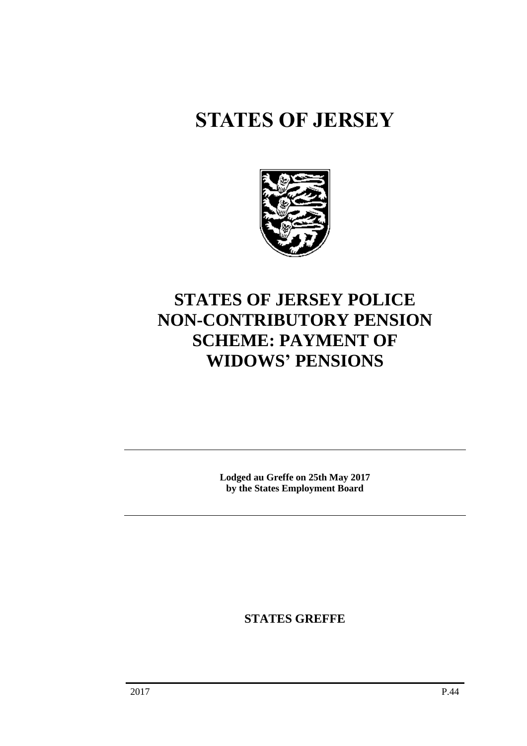# STATES OF JERSEY

## STATES OF JERSEY POLICE NON-CONTRIBUTORY PENSION SCHEME: PAYMENT OF WIDOWS' PENSIONS

---

**Lodged au Greffe on 25th May 2017**
**by the States Employment Board**

---

**STATES GREFFE**

2017 P.44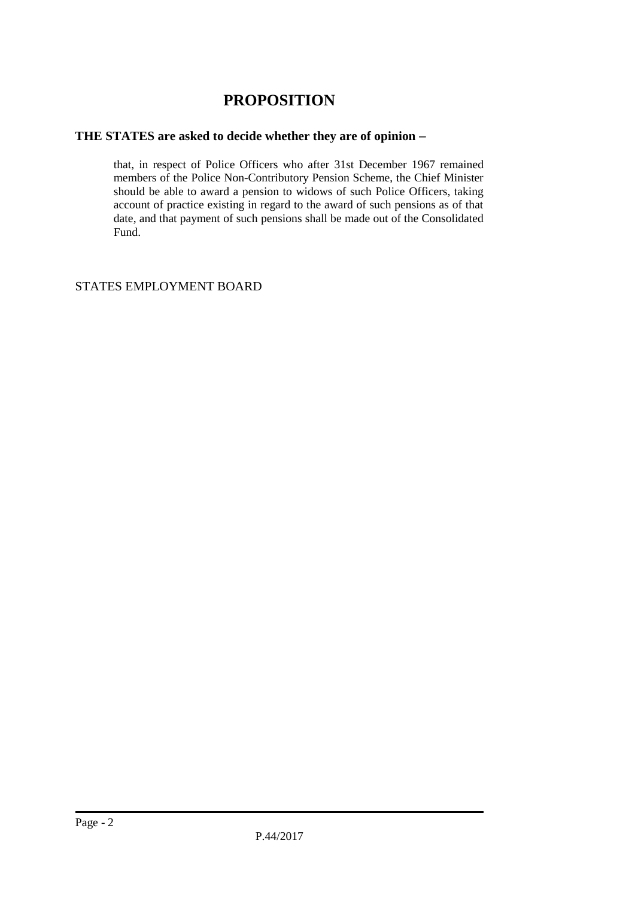# PROPOSITION

**THE STATES are asked to decide whether they are of opinion −**

that, in respect of Police Officers who after 31st December 1967 remained members of the Police Non-Contributory Pension Scheme, the Chief Minister should be able to award a pension to widows of such Police Officers, taking account of practice existing in regard to the award of such pensions as of that date, and that payment of such pensions shall be made out of the Consolidated Fund.

STATES EMPLOYMENT BOARD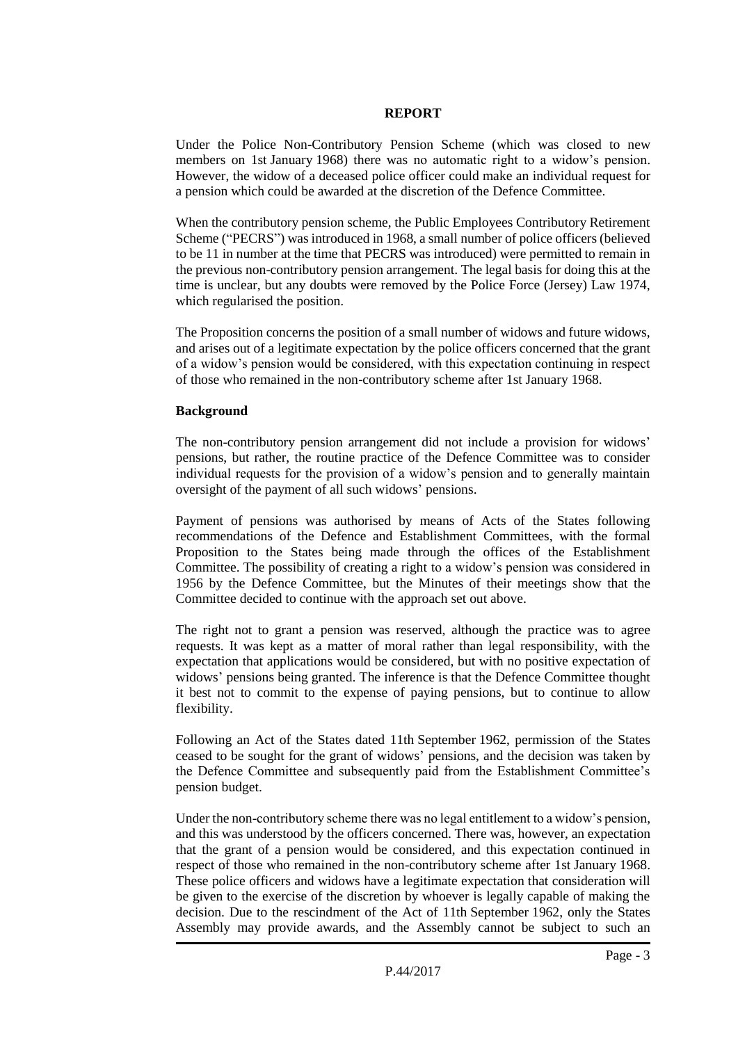**REPORT**

Under the Police Non-Contributory Pension Scheme (which was closed to new members on 1st January 1968) there was no automatic right to a widow's pension. However, the widow of a deceased police officer could make an individual request for a pension which could be awarded at the discretion of the Defence Committee.

When the contributory pension scheme, the Public Employees Contributory Retirement Scheme ("PECRS") was introduced in 1968, a small number of police officers (believed to be 11 in number at the time that PECRS was introduced) were permitted to remain in the previous non-contributory pension arrangement. The legal basis for doing this at the time is unclear, but any doubts were removed by the Police Force (Jersey) Law 1974, which regularised the position.

The Proposition concerns the position of a small number of widows and future widows, and arises out of a legitimate expectation by the police officers concerned that the grant of a widow's pension would be considered, with this expectation continuing in respect of those who remained in the non-contributory scheme after 1st January 1968.

**Background**

The non-contributory pension arrangement did not include a provision for widows' pensions, but rather, the routine practice of the Defence Committee was to consider individual requests for the provision of a widow's pension and to generally maintain oversight of the payment of all such widows' pensions.

Payment of pensions was authorised by means of Acts of the States following recommendations of the Defence and Establishment Committees, with the formal Proposition to the States being made through the offices of the Establishment Committee. The possibility of creating a right to a widow's pension was considered in 1956 by the Defence Committee, but the Minutes of their meetings show that the Committee decided to continue with the approach set out above.

The right not to grant a pension was reserved, although the practice was to agree requests. It was kept as a matter of moral rather than legal responsibility, with the expectation that applications would be considered, but with no positive expectation of widows' pensions being granted. The inference is that the Defence Committee thought it best not to commit to the expense of paying pensions, but to continue to allow flexibility.

Following an Act of the States dated 11th September 1962, permission of the States ceased to be sought for the grant of widows' pensions, and the decision was taken by the Defence Committee and subsequently paid from the Establishment Committee's pension budget.

Under the non-contributory scheme there was no legal entitlement to a widow's pension, and this was understood by the officers concerned. There was, however, an expectation that the grant of a pension would be considered, and this expectation continued in respect of those who remained in the non-contributory scheme after 1st January 1968. These police officers and widows have a legitimate expectation that consideration will be given to the exercise of the discretion by whoever is legally capable of making the decision. Due to the rescindment of the Act of 11th September 1962, only the States Assembly may provide awards, and the Assembly cannot be subject to such an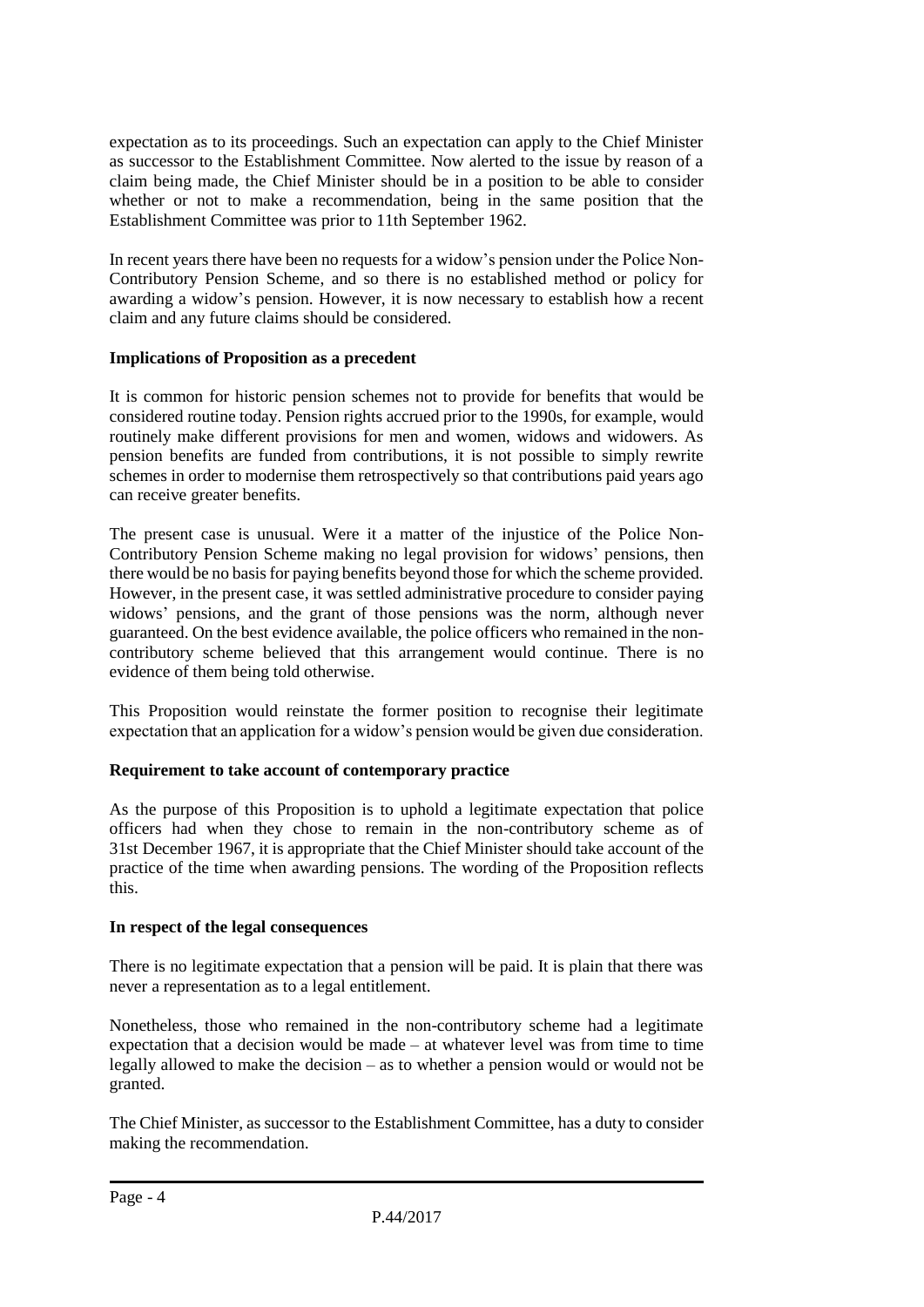expectation as to its proceedings. Such an expectation can apply to the Chief Minister as successor to the Establishment Committee. Now alerted to the issue by reason of a claim being made, the Chief Minister should be in a position to be able to consider whether or not to make a recommendation, being in the same position that the Establishment Committee was prior to 11th September 1962.

In recent years there have been no requests for a widow's pension under the Police Non-Contributory Pension Scheme, and so there is no established method or policy for awarding a widow's pension. However, it is now necessary to establish how a recent claim and any future claims should be considered.

**Implications of Proposition as a precedent**

It is common for historic pension schemes not to provide for benefits that would be considered routine today. Pension rights accrued prior to the 1990s, for example, would routinely make different provisions for men and women, widows and widowers. As pension benefits are funded from contributions, it is not possible to simply rewrite schemes in order to modernise them retrospectively so that contributions paid years ago can receive greater benefits.

The present case is unusual. Were it a matter of the injustice of the Police Non-Contributory Pension Scheme making no legal provision for widows' pensions, then there would be no basis for paying benefits beyond those for which the scheme provided. However, in the present case, it was settled administrative procedure to consider paying widows' pensions, and the grant of those pensions was the norm, although never guaranteed. On the best evidence available, the police officers who remained in the non-contributory scheme believed that this arrangement would continue. There is no evidence of them being told otherwise.

This Proposition would reinstate the former position to recognise their legitimate expectation that an application for a widow's pension would be given due consideration.

**Requirement to take account of contemporary practice**

As the purpose of this Proposition is to uphold a legitimate expectation that police officers had when they chose to remain in the non-contributory scheme as of 31st December 1967, it is appropriate that the Chief Minister should take account of the practice of the time when awarding pensions. The wording of the Proposition reflects this.

**In respect of the legal consequences**

There is no legitimate expectation that a pension will be paid. It is plain that there was never a representation as to a legal entitlement.

Nonetheless, those who remained in the non-contributory scheme had a legitimate expectation that a decision would be made – at whatever level was from time to time legally allowed to make the decision – as to whether a pension would or would not be granted.

The Chief Minister, as successor to the Establishment Committee, has a duty to consider making the recommendation.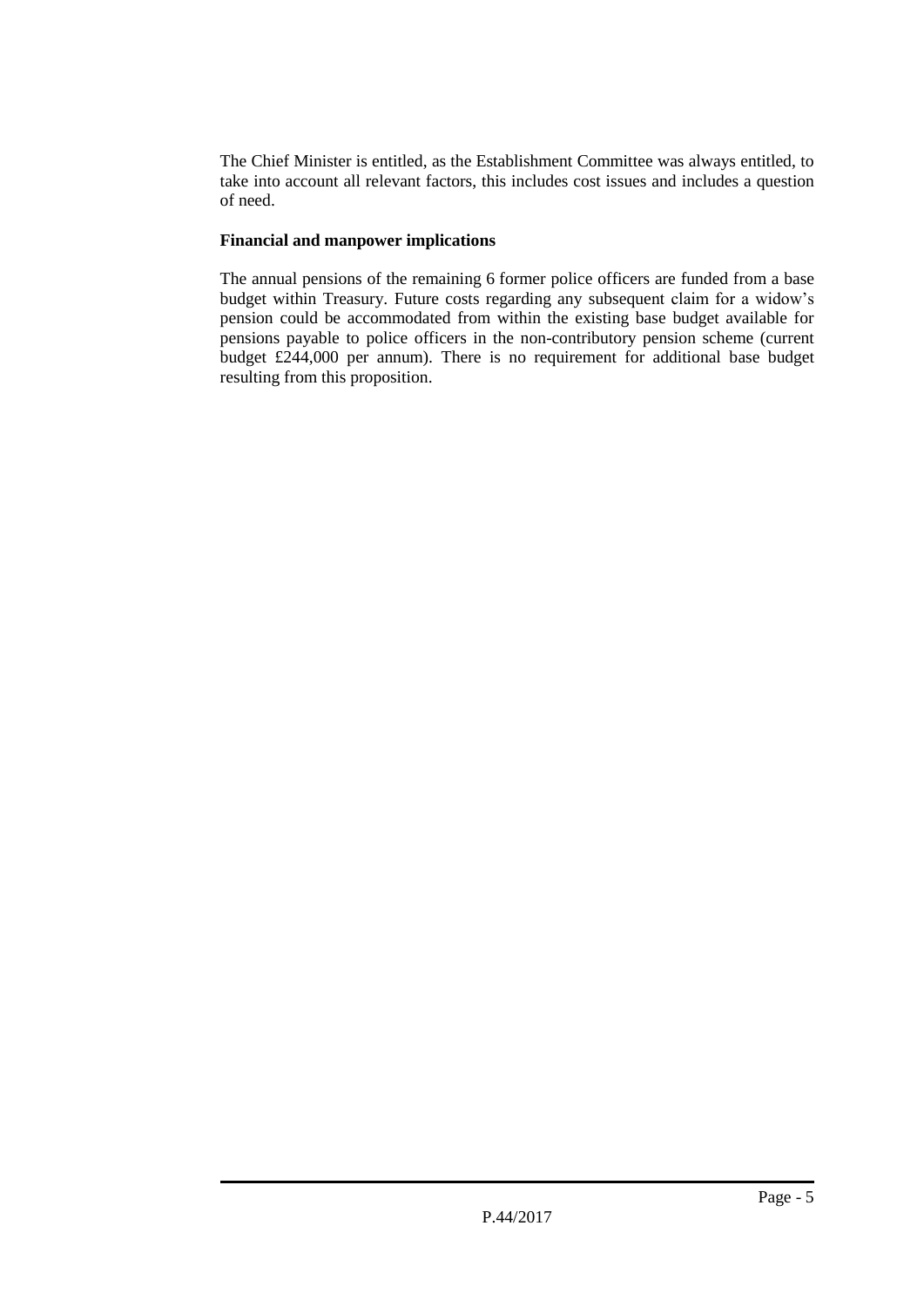The Chief Minister is entitled, as the Establishment Committee was always entitled, to take into account all relevant factors, this includes cost issues and includes a question of need.

**Financial and manpower implications**

The annual pensions of the remaining 6 former police officers are funded from a base budget within Treasury. Future costs regarding any subsequent claim for a widow's pension could be accommodated from within the existing base budget available for pensions payable to police officers in the non-contributory pension scheme (current budget £244,000 per annum). There is no requirement for additional base budget resulting from this proposition.